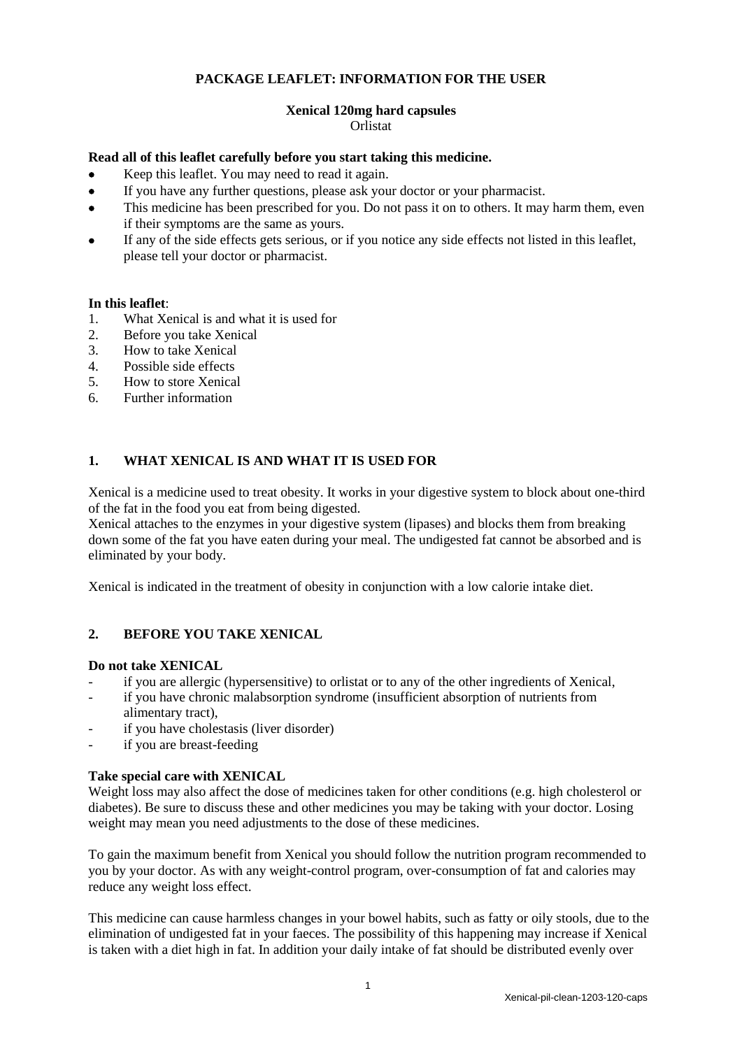**PACKAGE LEAFLET: INFORMATION FOR THE USER**

**Xenical 120mg hard capsules**
Orlistat

**Read all of this leaflet carefully before you start taking this medicine.**

- Keep this leaflet. You may need to read it again.
- If you have any further questions, please ask your doctor or your pharmacist.
- This medicine has been prescribed for you. Do not pass it on to others. It may harm them, even if their symptoms are the same as yours.
- If any of the side effects gets serious, or if you notice any side effects not listed in this leaflet, please tell your doctor or pharmacist.

**In this leaflet**:

1. What Xenical is and what it is used for
2. Before you take Xenical
3. How to take Xenical
4. Possible side effects
5. How to store Xenical
6. Further information

## 1. WHAT XENICAL IS AND WHAT IT IS USED FOR

Xenical is a medicine used to treat obesity. It works in your digestive system to block about one-third of the fat in the food you eat from being digested.
Xenical attaches to the enzymes in your digestive system (lipases) and blocks them from breaking down some of the fat you have eaten during your meal. The undigested fat cannot be absorbed and is eliminated by your body.

Xenical is indicated in the treatment of obesity in conjunction with a low calorie intake diet.

## 2. BEFORE YOU TAKE XENICAL

**Do not take XENICAL**

- if you are allergic (hypersensitive) to orlistat or to any of the other ingredients of Xenical,
- if you have chronic malabsorption syndrome (insufficient absorption of nutrients from alimentary tract),
- if you have cholestasis (liver disorder)
- if you are breast-feeding

**Take special care with XENICAL**

Weight loss may also affect the dose of medicines taken for other conditions (e.g. high cholesterol or diabetes). Be sure to discuss these and other medicines you may be taking with your doctor. Losing weight may mean you need adjustments to the dose of these medicines.

To gain the maximum benefit from Xenical you should follow the nutrition program recommended to you by your doctor. As with any weight-control program, over-consumption of fat and calories may reduce any weight loss effect.

This medicine can cause harmless changes in your bowel habits, such as fatty or oily stools, due to the elimination of undigested fat in your faeces. The possibility of this happening may increase if Xenical is taken with a diet high in fat. In addition your daily intake of fat should be distributed evenly over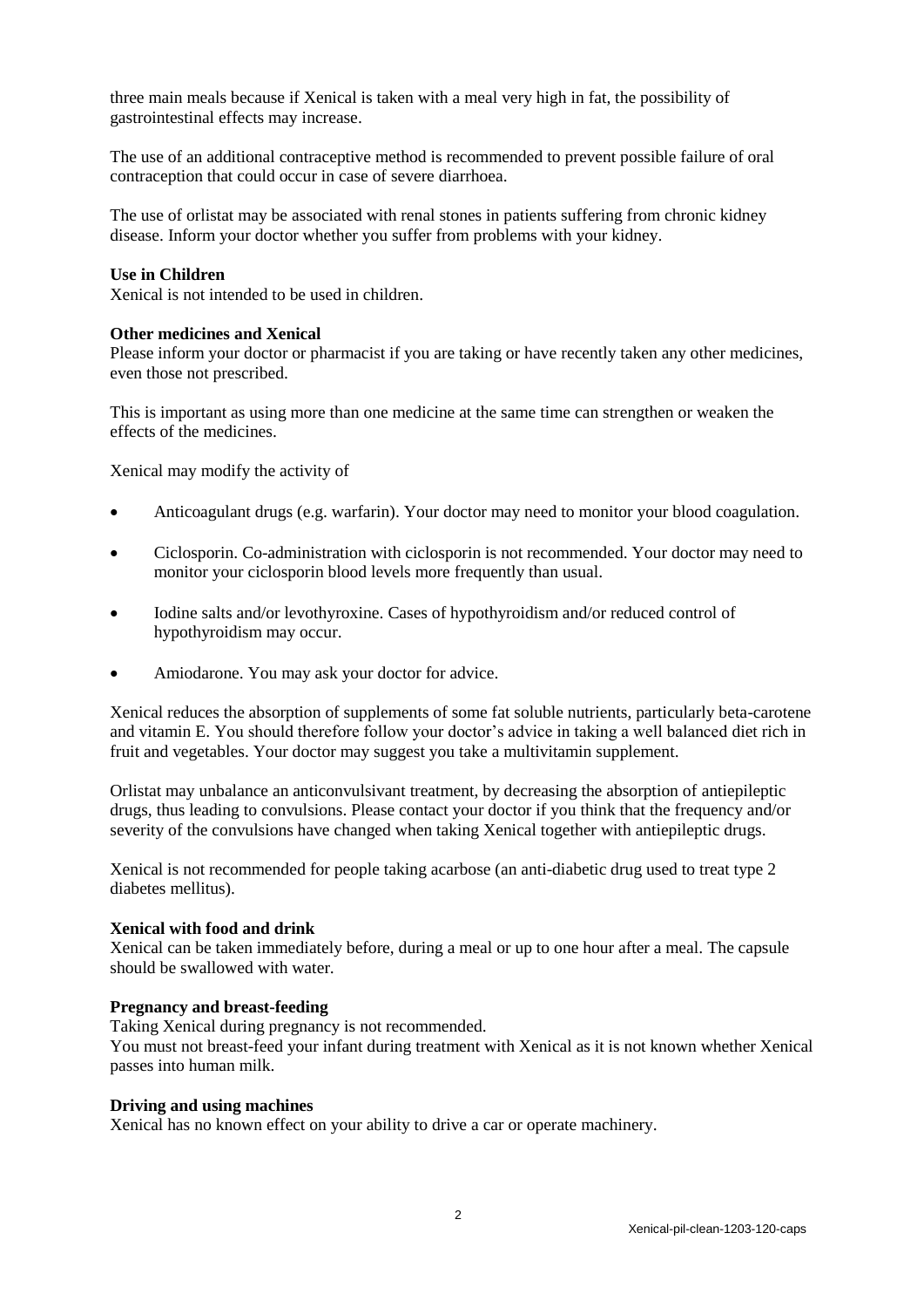three main meals because if Xenical is taken with a meal very high in fat, the possibility of gastrointestinal effects may increase.

The use of an additional contraceptive method is recommended to prevent possible failure of oral contraception that could occur in case of severe diarrhoea.

The use of orlistat may be associated with renal stones in patients suffering from chronic kidney disease. Inform your doctor whether you suffer from problems with your kidney.

**Use in Children**

Xenical is not intended to be used in children.

**Other medicines and Xenical**

Please inform your doctor or pharmacist if you are taking or have recently taken any other medicines, even those not prescribed.

This is important as using more than one medicine at the same time can strengthen or weaken the effects of the medicines.

Xenical may modify the activity of

- Anticoagulant drugs (e.g. warfarin). Your doctor may need to monitor your blood coagulation.
- Ciclosporin. Co-administration with ciclosporin is not recommended. Your doctor may need to monitor your ciclosporin blood levels more frequently than usual.
- Iodine salts and/or levothyroxine. Cases of hypothyroidism and/or reduced control of hypothyroidism may occur.
- Amiodarone. You may ask your doctor for advice.

Xenical reduces the absorption of supplements of some fat soluble nutrients, particularly beta-carotene and vitamin E. You should therefore follow your doctor's advice in taking a well balanced diet rich in fruit and vegetables. Your doctor may suggest you take a multivitamin supplement.

Orlistat may unbalance an anticonvulsivant treatment, by decreasing the absorption of antiepileptic drugs, thus leading to convulsions. Please contact your doctor if you think that the frequency and/or severity of the convulsions have changed when taking Xenical together with antiepileptic drugs.

Xenical is not recommended for people taking acarbose (an anti-diabetic drug used to treat type 2 diabetes mellitus).

**Xenical with food and drink**

Xenical can be taken immediately before, during a meal or up to one hour after a meal. The capsule should be swallowed with water.

**Pregnancy and breast-feeding**

Taking Xenical during pregnancy is not recommended.
You must not breast-feed your infant during treatment with Xenical as it is not known whether Xenical passes into human milk.

**Driving and using machines**

Xenical has no known effect on your ability to drive a car or operate machinery.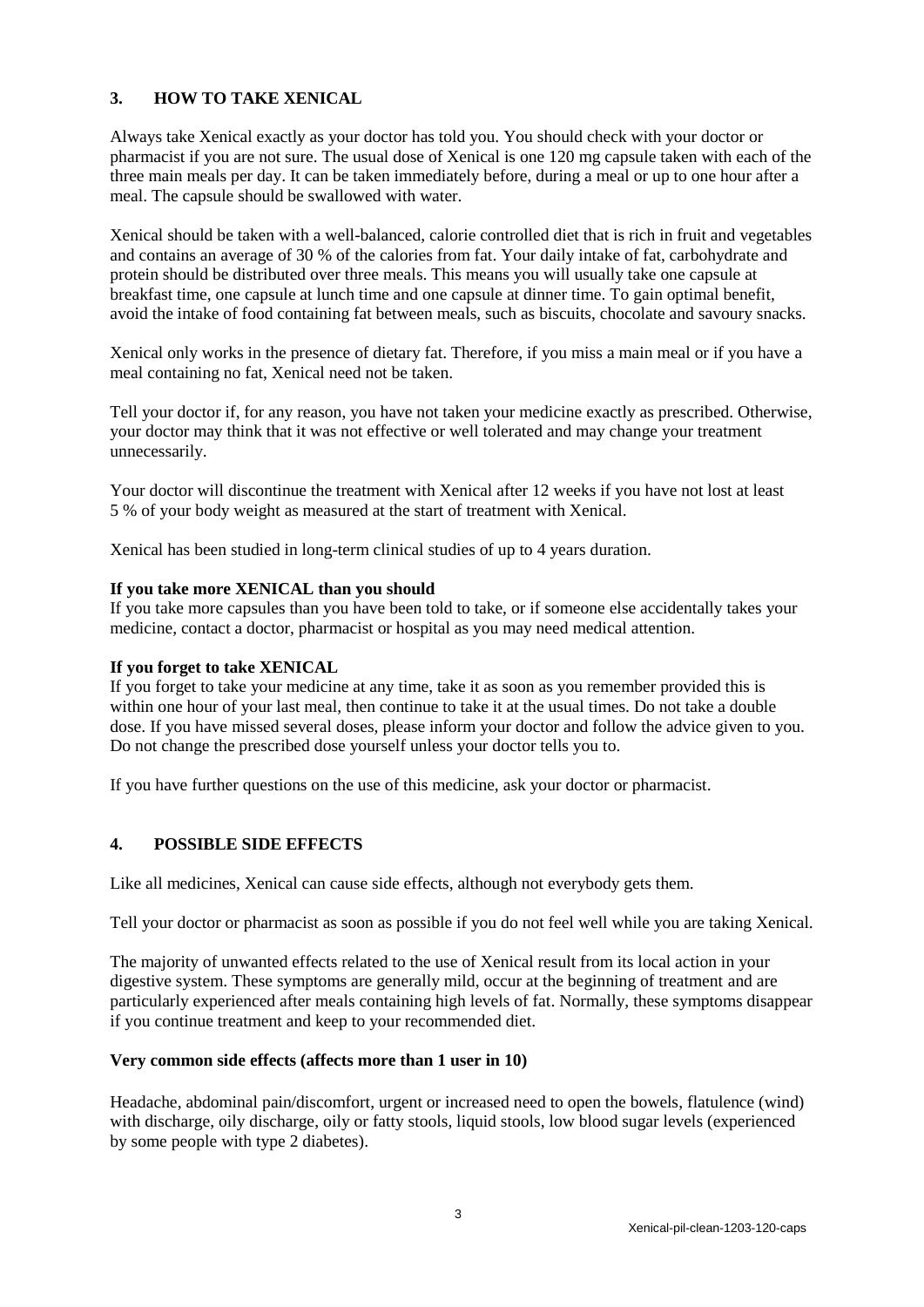## 3. HOW TO TAKE XENICAL

Always take Xenical exactly as your doctor has told you. You should check with your doctor or pharmacist if you are not sure. The usual dose of Xenical is one 120 mg capsule taken with each of the three main meals per day. It can be taken immediately before, during a meal or up to one hour after a meal. The capsule should be swallowed with water.

Xenical should be taken with a well-balanced, calorie controlled diet that is rich in fruit and vegetables and contains an average of 30 % of the calories from fat. Your daily intake of fat, carbohydrate and protein should be distributed over three meals. This means you will usually take one capsule at breakfast time, one capsule at lunch time and one capsule at dinner time. To gain optimal benefit, avoid the intake of food containing fat between meals, such as biscuits, chocolate and savoury snacks.

Xenical only works in the presence of dietary fat. Therefore, if you miss a main meal or if you have a meal containing no fat, Xenical need not be taken.

Tell your doctor if, for any reason, you have not taken your medicine exactly as prescribed. Otherwise, your doctor may think that it was not effective or well tolerated and may change your treatment unnecessarily.

Your doctor will discontinue the treatment with Xenical after 12 weeks if you have not lost at least 5 % of your body weight as measured at the start of treatment with Xenical.

Xenical has been studied in long-term clinical studies of up to 4 years duration.

**If you take more XENICAL than you should**
If you take more capsules than you have been told to take, or if someone else accidentally takes your medicine, contact a doctor, pharmacist or hospital as you may need medical attention.

**If you forget to take XENICAL**
If you forget to take your medicine at any time, take it as soon as you remember provided this is within one hour of your last meal, then continue to take it at the usual times. Do not take a double dose. If you have missed several doses, please inform your doctor and follow the advice given to you. Do not change the prescribed dose yourself unless your doctor tells you to.

If you have further questions on the use of this medicine, ask your doctor or pharmacist.

## 4. POSSIBLE SIDE EFFECTS

Like all medicines, Xenical can cause side effects, although not everybody gets them.

Tell your doctor or pharmacist as soon as possible if you do not feel well while you are taking Xenical.

The majority of unwanted effects related to the use of Xenical result from its local action in your digestive system. These symptoms are generally mild, occur at the beginning of treatment and are particularly experienced after meals containing high levels of fat. Normally, these symptoms disappear if you continue treatment and keep to your recommended diet.

**Very common side effects (affects more than 1 user in 10)**

Headache, abdominal pain/discomfort, urgent or increased need to open the bowels, flatulence (wind) with discharge, oily discharge, oily or fatty stools, liquid stools, low blood sugar levels (experienced by some people with type 2 diabetes).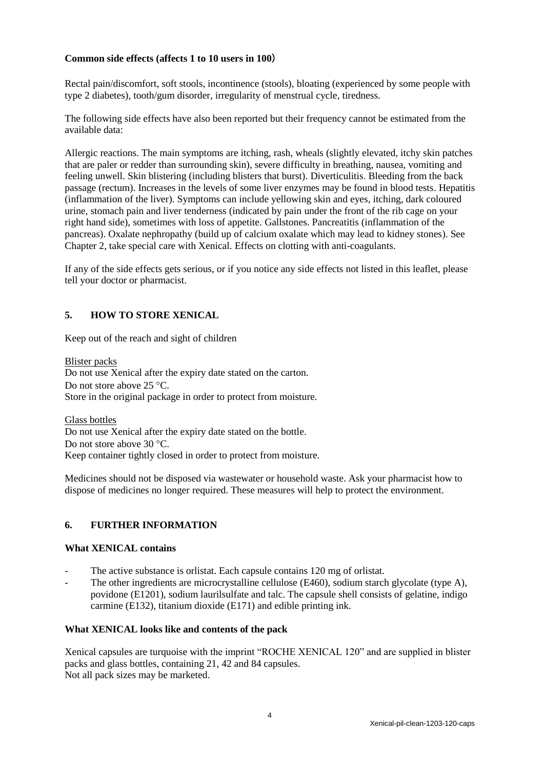**Common side effects (affects 1 to 10 users in 100)**

Rectal pain/discomfort, soft stools, incontinence (stools), bloating (experienced by some people with type 2 diabetes), tooth/gum disorder, irregularity of menstrual cycle, tiredness.

The following side effects have also been reported but their frequency cannot be estimated from the available data:

Allergic reactions. The main symptoms are itching, rash, wheals (slightly elevated, itchy skin patches that are paler or redder than surrounding skin), severe difficulty in breathing, nausea, vomiting and feeling unwell. Skin blistering (including blisters that burst). Diverticulitis. Bleeding from the back passage (rectum). Increases in the levels of some liver enzymes may be found in blood tests. Hepatitis (inflammation of the liver). Symptoms can include yellowing skin and eyes, itching, dark coloured urine, stomach pain and liver tenderness (indicated by pain under the front of the rib cage on your right hand side), sometimes with loss of appetite. Gallstones. Pancreatitis (inflammation of the pancreas). Oxalate nephropathy (build up of calcium oxalate which may lead to kidney stones). See Chapter 2, take special care with Xenical. Effects on clotting with anti-coagulants.

If any of the side effects gets serious, or if you notice any side effects not listed in this leaflet, please tell your doctor or pharmacist.

## 5. HOW TO STORE XENICAL

Keep out of the reach and sight of children

<u>Blister packs</u>
Do not use Xenical after the expiry date stated on the carton.
Do not store above 25 °C.
Store in the original package in order to protect from moisture.

<u>Glass bottles</u>
Do not use Xenical after the expiry date stated on the bottle.
Do not store above 30 °C.
Keep container tightly closed in order to protect from moisture.

Medicines should not be disposed via wastewater or household waste. Ask your pharmacist how to dispose of medicines no longer required. These measures will help to protect the environment.

## 6. FURTHER INFORMATION

**What XENICAL contains**

- The active substance is orlistat. Each capsule contains 120 mg of orlistat.
- The other ingredients are microcrystalline cellulose (E460), sodium starch glycolate (type A), povidone (E1201), sodium laurilsulfate and talc. The capsule shell consists of gelatine, indigo carmine (E132), titanium dioxide (E171) and edible printing ink.

**What XENICAL looks like and contents of the pack**

Xenical capsules are turquoise with the imprint "ROCHE XENICAL 120" and are supplied in blister packs and glass bottles, containing 21, 42 and 84 capsules.
Not all pack sizes may be marketed.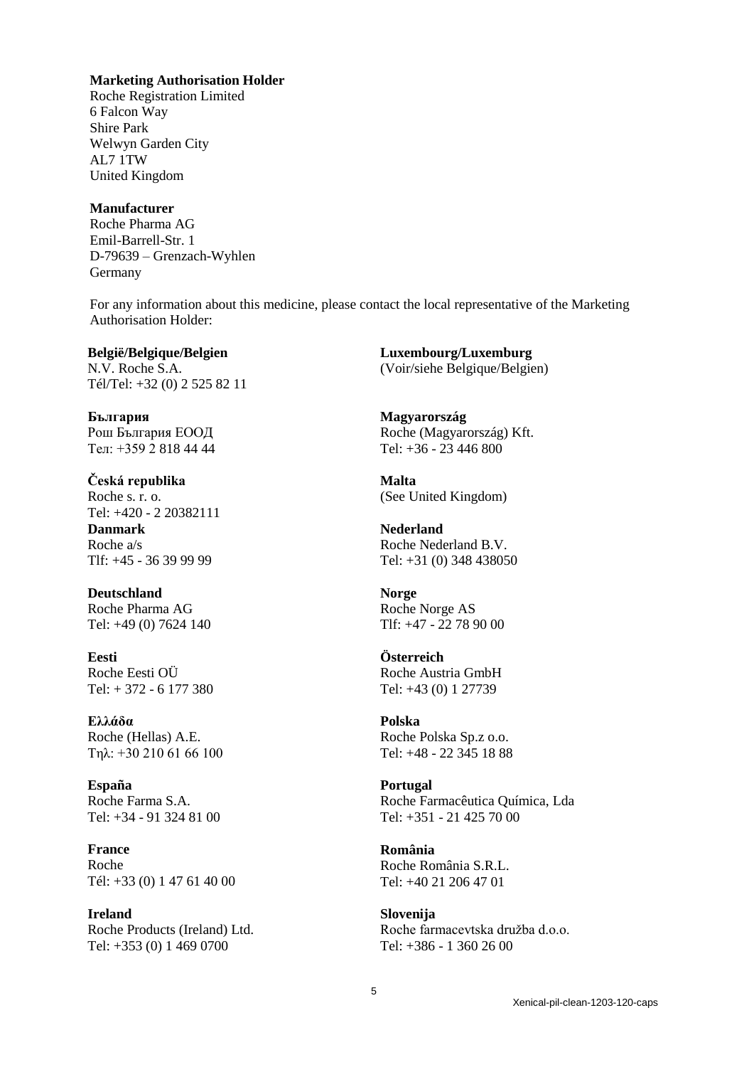**Marketing Authorisation Holder**

Roche Registration Limited
6 Falcon Way
Shire Park
Welwyn Garden City
AL7 1TW
United Kingdom

**Manufacturer**

Roche Pharma AG
Emil-Barrell-Str. 1
D-79639 – Grenzach-Wyhlen
Germany

For any information about this medicine, please contact the local representative of the Marketing Authorisation Holder:

**België/Belgique/Belgien**
N.V. Roche S.A.
Tél/Tel: +32 (0) 2 525 82 11

**България**
Рош България ЕООД
Тел: +359 2 818 44 44

**Česká republika**
Roche s. r. o.
Tel: +420 - 2 20382111

**Danmark**
Roche a/s
Tlf: +45 - 36 39 99 99

**Deutschland**
Roche Pharma AG
Tel: +49 (0) 7624 140

**Eesti**
Roche Eesti OÜ
Tel: + 372 - 6 177 380

**Ελλάδα**
Roche (Hellas) A.E.
Τηλ: +30 210 61 66 100

**España**
Roche Farma S.A.
Tel: +34 - 91 324 81 00

**France**
Roche
Tél: +33 (0) 1 47 61 40 00

**Ireland**
Roche Products (Ireland) Ltd.
Tel: +353 (0) 1 469 0700

**Luxembourg/Luxemburg**
(Voir/siehe Belgique/Belgien)

**Magyarország**
Roche (Magyarország) Kft.
Tel: +36 - 23 446 800

**Malta**
(See United Kingdom)

**Nederland**
Roche Nederland B.V.
Tel: +31 (0) 348 438050

**Norge**
Roche Norge AS
Tlf: +47 - 22 78 90 00

**Österreich**
Roche Austria GmbH
Tel: +43 (0) 1 27739

**Polska**
Roche Polska Sp.z o.o.
Tel: +48 - 22 345 18 88

**Portugal**
Roche Farmacêutica Química, Lda
Tel: +351 - 21 425 70 00

**România**
Roche România S.R.L.
Tel: +40 21 206 47 01

**Slovenija**
Roche farmacevtska družba d.o.o.
Tel: +386 - 1 360 26 00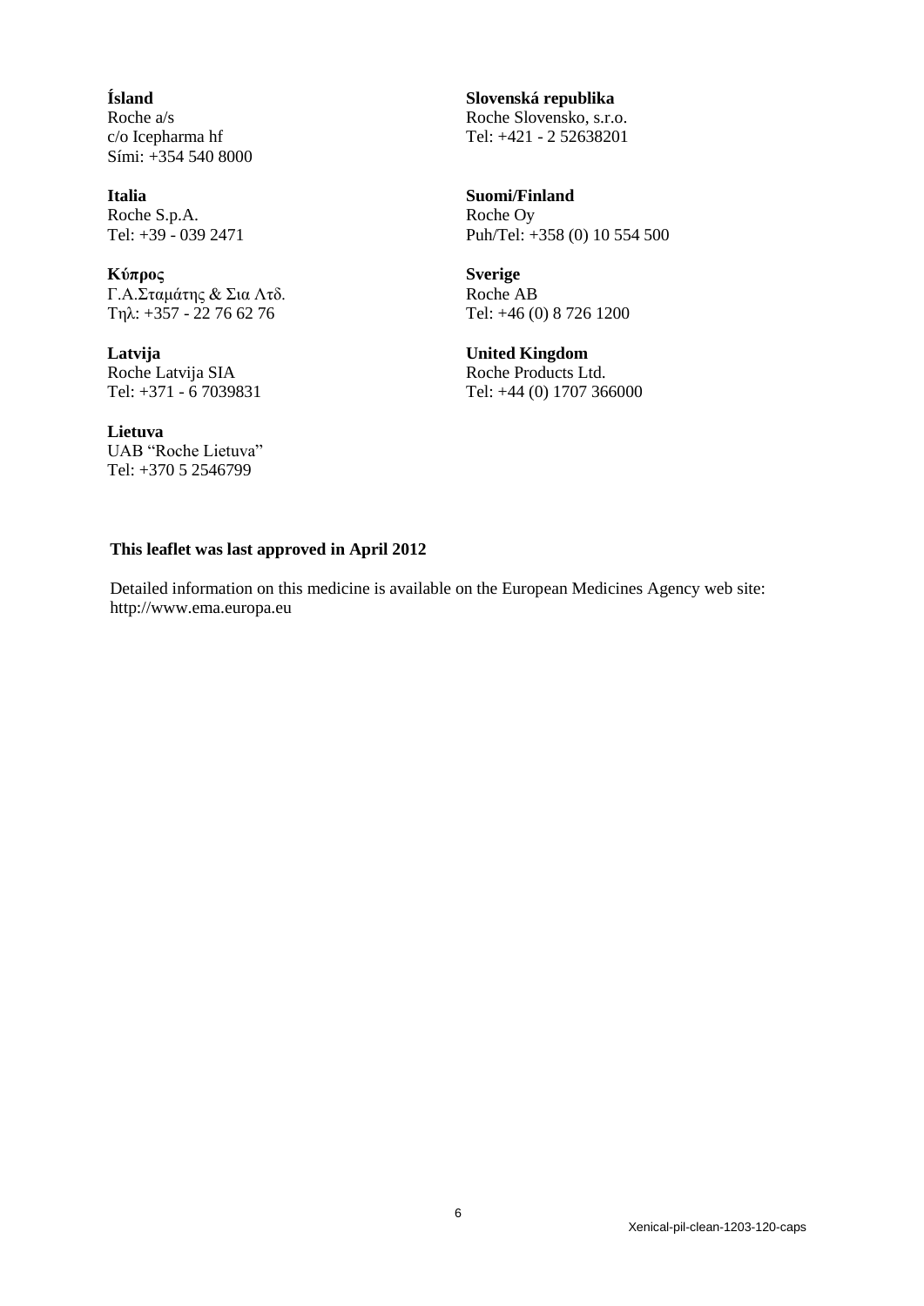**Ísland**
Roche a/s
c/o Icepharma hf
Sími: +354 540 8000

**Italia**
Roche S.p.A.
Tel: +39 - 039 2471

**Κύπρος**
Γ.Α.Σταμάτης & Σια Λτδ.
Τηλ: +357 - 22 76 62 76

**Latvija**
Roche Latvija SIA
Tel: +371 - 6 7039831

**Lietuva**
UAB "Roche Lietuva"
Tel: +370 5 2546799

**Slovenská republika**
Roche Slovensko, s.r.o.
Tel: +421 - 2 52638201

**Suomi/Finland**
Roche Oy
Puh/Tel: +358 (0) 10 554 500

**Sverige**
Roche AB
Tel: +46 (0) 8 726 1200

**United Kingdom**
Roche Products Ltd.
Tel: +44 (0) 1707 366000

**This leaflet was last approved in April 2012**

Detailed information on this medicine is available on the European Medicines Agency web site: http://www.ema.europa.eu